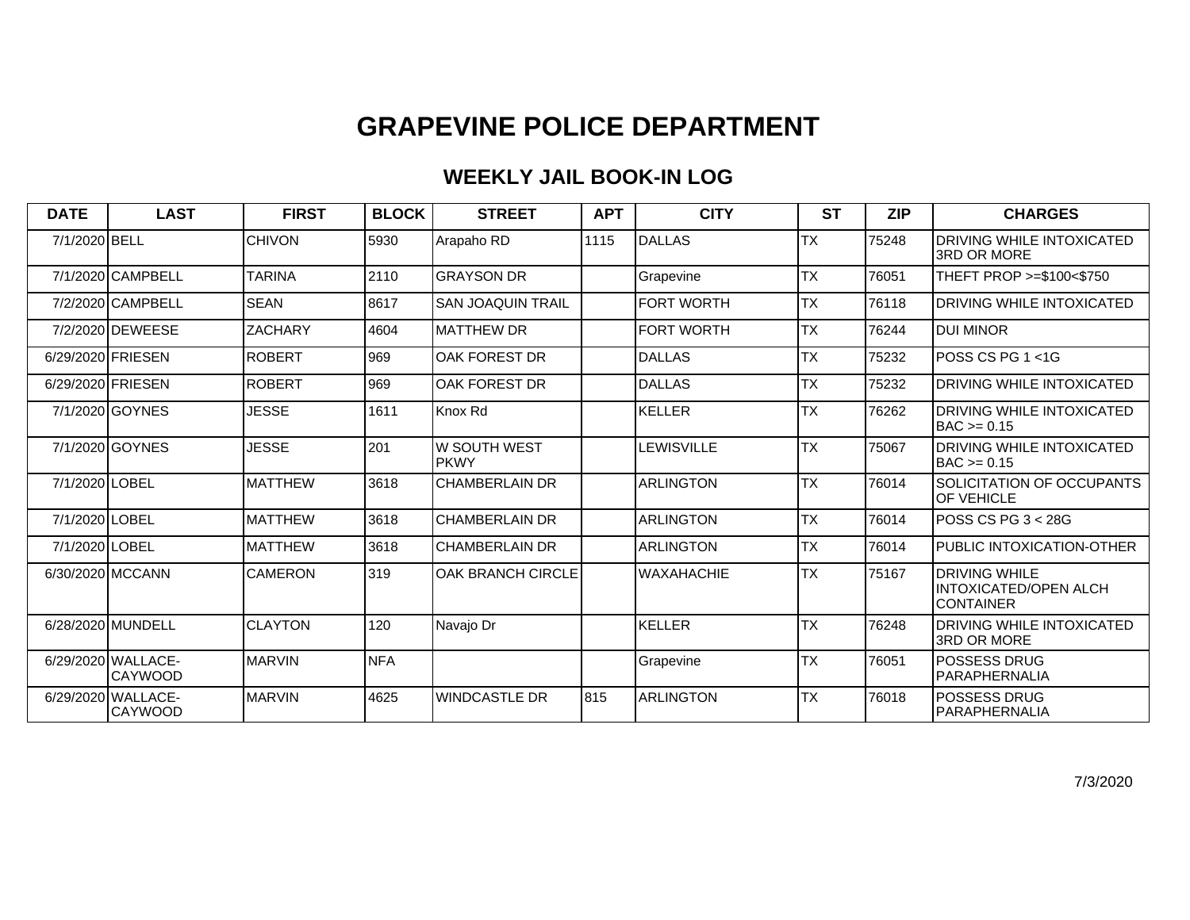# GRAPEVINE POLICE DEPARTMENT

## WEEKLY JAIL BOOK-IN LOG

| DATE | LAST | FIRST | BLOCK | STREET | APT | CITY | ST | ZIP | CHARGES |
|---|---|---|---|---|---|---|---|---|---|
| 7/1/2020 | BELL | CHIVON | 5930 | Arapaho RD | 1115 | DALLAS | TX | 75248 | DRIVING WHILE INTOXICATED 3RD OR MORE |
| 7/1/2020 | CAMPBELL | TARINA | 2110 | GRAYSON DR | | Grapevine | TX | 76051 | THEFT PROP >=$100<$750 |
| 7/2/2020 | CAMPBELL | SEAN | 8617 | SAN JOAQUIN TRAIL | | FORT WORTH | TX | 76118 | DRIVING WHILE INTOXICATED |
| 7/2/2020 | DEWEESE | ZACHARY | 4604 | MATTHEW DR | | FORT WORTH | TX | 76244 | DUI MINOR |
| 6/29/2020 | FRIESEN | ROBERT | 969 | OAK FOREST DR | | DALLAS | TX | 75232 | POSS CS PG 1 <1G |
| 6/29/2020 | FRIESEN | ROBERT | 969 | OAK FOREST DR | | DALLAS | TX | 75232 | DRIVING WHILE INTOXICATED |
| 7/1/2020 | GOYNES | JESSE | 1611 | Knox Rd | | KELLER | TX | 76262 | DRIVING WHILE INTOXICATED BAC >= 0.15 |
| 7/1/2020 | GOYNES | JESSE | 201 | W SOUTH WEST PKWY | | LEWISVILLE | TX | 75067 | DRIVING WHILE INTOXICATED BAC >= 0.15 |
| 7/1/2020 | LOBEL | MATTHEW | 3618 | CHAMBERLAIN DR | | ARLINGTON | TX | 76014 | SOLICITATION OF OCCUPANTS OF VEHICLE |
| 7/1/2020 | LOBEL | MATTHEW | 3618 | CHAMBERLAIN DR | | ARLINGTON | TX | 76014 | POSS CS PG 3 < 28G |
| 7/1/2020 | LOBEL | MATTHEW | 3618 | CHAMBERLAIN DR | | ARLINGTON | TX | 76014 | PUBLIC INTOXICATION-OTHER |
| 6/30/2020 | MCCANN | CAMERON | 319 | OAK BRANCH CIRCLE | | WAXAHACHIE | TX | 75167 | DRIVING WHILE INTOXICATED/OPEN ALCH CONTAINER |
| 6/28/2020 | MUNDELL | CLAYTON | 120 | Navajo Dr | | KELLER | TX | 76248 | DRIVING WHILE INTOXICATED 3RD OR MORE |
| 6/29/2020 | WALLACE-CAYWOOD | MARVIN | NFA | | | Grapevine | TX | 76051 | POSSESS DRUG PARAPHERNALIA |
| 6/29/2020 | WALLACE-CAYWOOD | MARVIN | 4625 | WINDCASTLE DR | 815 | ARLINGTON | TX | 76018 | POSSESS DRUG PARAPHERNALIA |

7/3/2020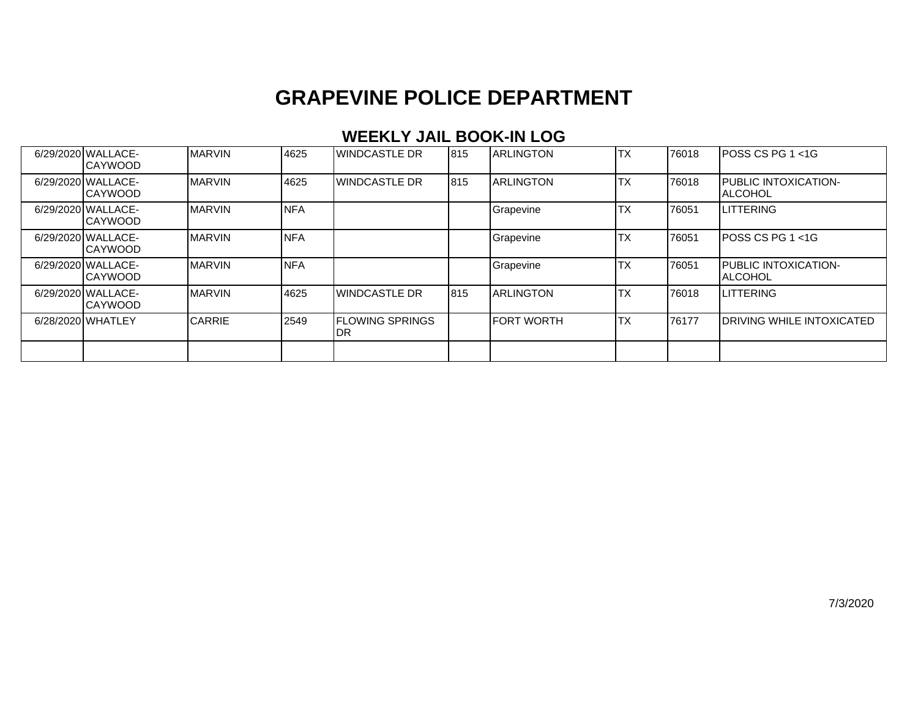# GRAPEVINE POLICE DEPARTMENT

## WEEKLY JAIL BOOK-IN LOG

| | | | | | | | | | |
|---|---|---|---|---|---|---|---|---|---|
| 6/29/2020 | WALLACE-CAYWOOD | MARVIN | 4625 | WINDCASTLE DR | 815 | ARLINGTON | TX | 76018 | POSS CS PG 1 <1G |
| 6/29/2020 | WALLACE-CAYWOOD | MARVIN | 4625 | WINDCASTLE DR | 815 | ARLINGTON | TX | 76018 | PUBLIC INTOXICATION-ALCOHOL |
| 6/29/2020 | WALLACE-CAYWOOD | MARVIN | NFA | | | Grapevine | TX | 76051 | LITTERING |
| 6/29/2020 | WALLACE-CAYWOOD | MARVIN | NFA | | | Grapevine | TX | 76051 | POSS CS PG 1 <1G |
| 6/29/2020 | WALLACE-CAYWOOD | MARVIN | NFA | | | Grapevine | TX | 76051 | PUBLIC INTOXICATION-ALCOHOL |
| 6/29/2020 | WALLACE-CAYWOOD | MARVIN | 4625 | WINDCASTLE DR | 815 | ARLINGTON | TX | 76018 | LITTERING |
| 6/28/2020 | WHATLEY | CARRIE | 2549 | FLOWING SPRINGS DR | | FORT WORTH | TX | 76177 | DRIVING WHILE INTOXICATED |
| | | | | | | | | | |

7/3/2020